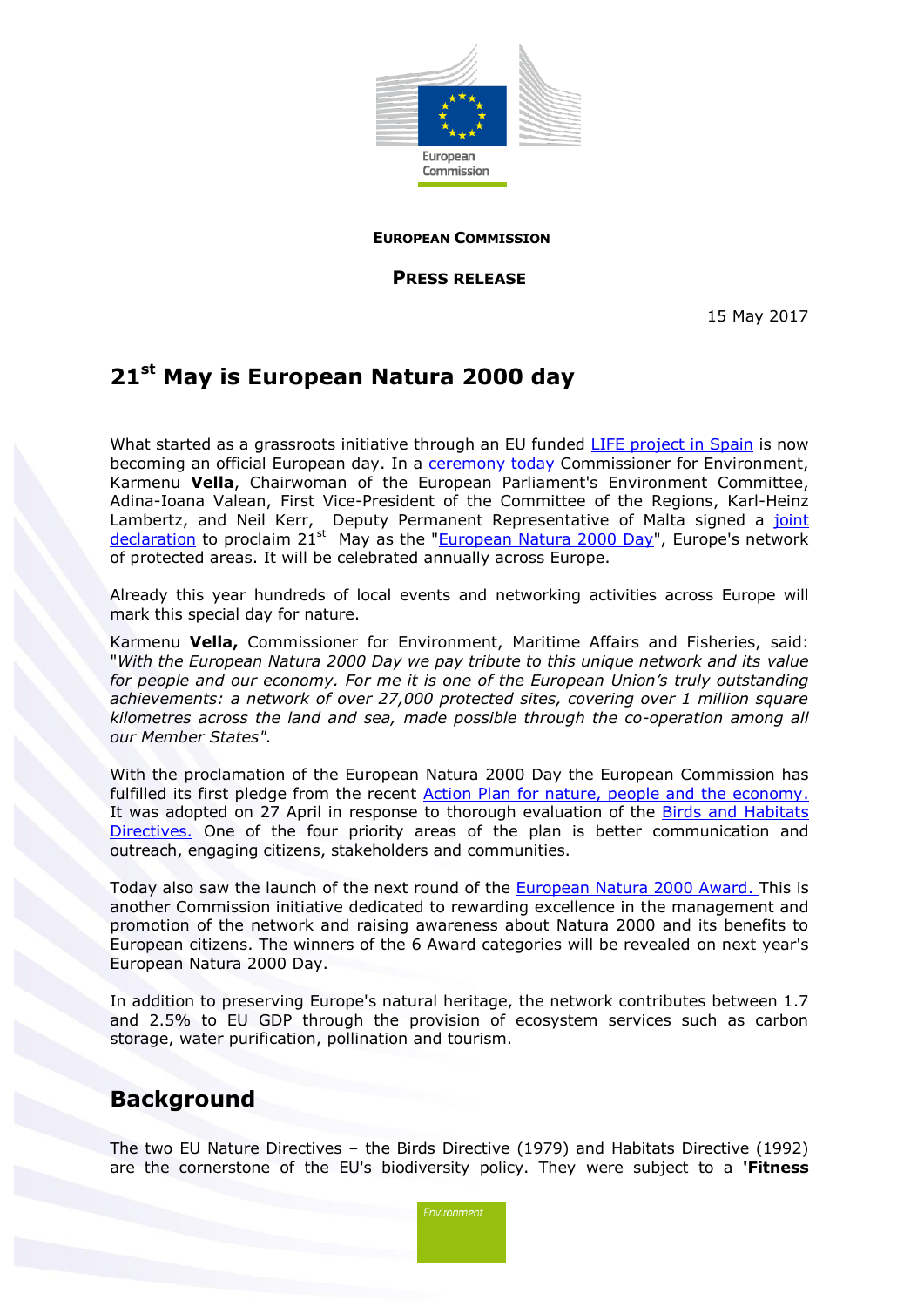**EUROPEAN COMMISSION**

**PRESS RELEASE**

15 May 2017

# 21st May is European Natura 2000 day

What started as a grassroots initiative through an EU funded LIFE project in Spain is now becoming an official European day. In a ceremony today Commissioner for Environment, Karmenu **Vella**, Chairwoman of the European Parliament's Environment Committee, Adina-Ioana Valean, First Vice-President of the Committee of the Regions, Karl-Heinz Lambertz, and Neil Kerr, Deputy Permanent Representative of Malta signed a joint declaration to proclaim 21st May as the "European Natura 2000 Day", Europe's network of protected areas. It will be celebrated annually across Europe.

Already this year hundreds of local events and networking activities across Europe will mark this special day for nature.

Karmenu **Vella,** Commissioner for Environment, Maritime Affairs and Fisheries, said: "*With the European Natura 2000 Day we pay tribute to this unique network and its value for people and our economy. For me it is one of the European Union's truly outstanding achievements: a network of over 27,000 protected sites, covering over 1 million square kilometres across the land and sea, made possible through the co-operation among all our Member States".*

With the proclamation of the European Natura 2000 Day the European Commission has fulfilled its first pledge from the recent Action Plan for nature, people and the economy. It was adopted on 27 April in response to thorough evaluation of the Birds and Habitats Directives. One of the four priority areas of the plan is better communication and outreach, engaging citizens, stakeholders and communities.

Today also saw the launch of the next round of the European Natura 2000 Award. This is another Commission initiative dedicated to rewarding excellence in the management and promotion of the network and raising awareness about Natura 2000 and its benefits to European citizens. The winners of the 6 Award categories will be revealed on next year's European Natura 2000 Day.

In addition to preserving Europe's natural heritage, the network contributes between 1.7 and 2.5% to EU GDP through the provision of ecosystem services such as carbon storage, water purification, pollination and tourism.

## Background

The two EU Nature Directives – the Birds Directive (1979) and Habitats Directive (1992) are the cornerstone of the EU's biodiversity policy. They were subject to a **'Fitness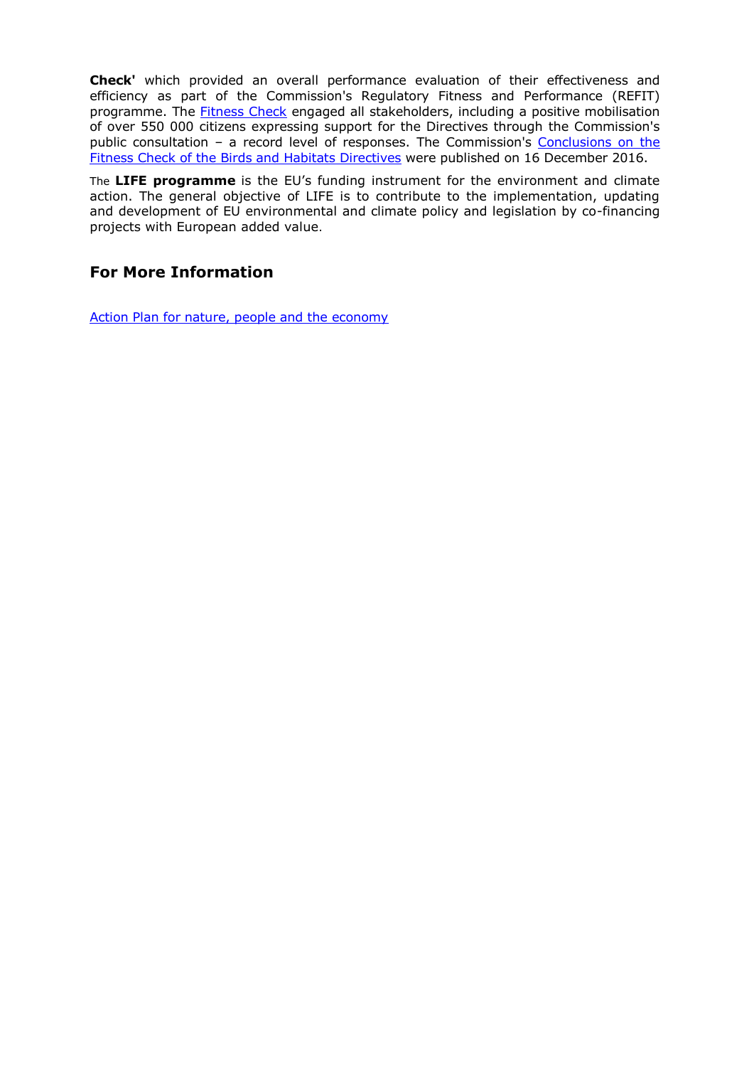**Check'** which provided an overall performance evaluation of their effectiveness and efficiency as part of the Commission's Regulatory Fitness and Performance (REFIT) programme. The [Fitness Check] engaged all stakeholders, including a positive mobilisation of over 550 000 citizens expressing support for the Directives through the Commission's public consultation – a record level of responses. The Commission's [Conclusions on the Fitness Check of the Birds and Habitats Directives] were published on 16 December 2016.

The **LIFE programme** is the EU's funding instrument for the environment and climate action. The general objective of LIFE is to contribute to the implementation, updating and development of EU environmental and climate policy and legislation by co-financing projects with European added value.

## For More Information

[Action Plan for nature, people and the economy]